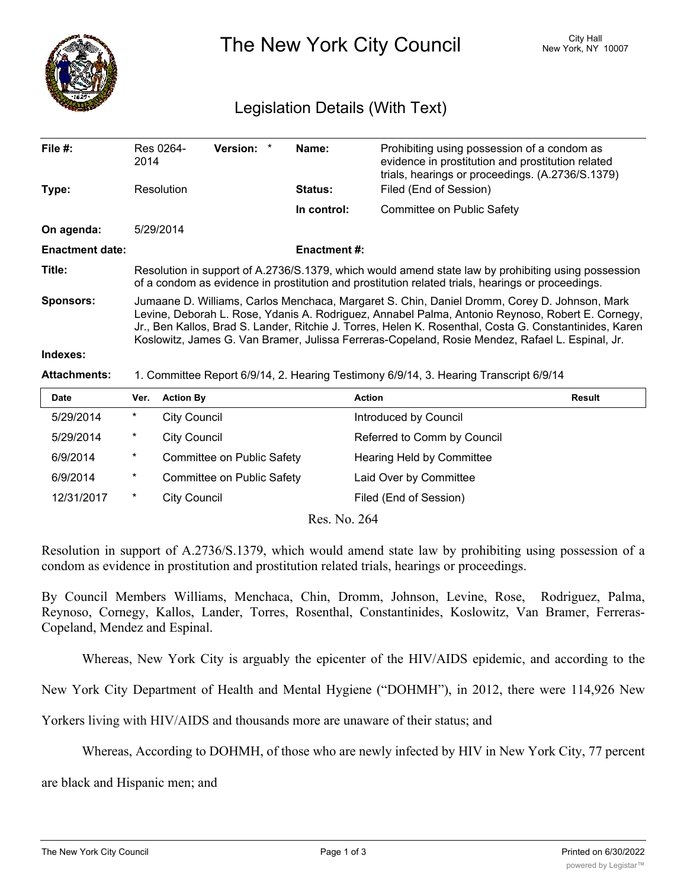# The New York City Council

City Hall
New York, NY 10007

## Legislation Details (With Text)

| | | | |
|---|---|---|---|
| **File #:** | Res 0264-2014 **Version:** * | **Name:** | Prohibiting using possession of a condom as evidence in prostitution and prostitution related trials, hearings or proceedings. (A.2736/S.1379) |
| **Type:** | Resolution | **Status:** | Filed (End of Session) |
| | | **In control:** | Committee on Public Safety |
| **On agenda:** | 5/29/2014 | | |
| **Enactment date:** | | **Enactment #:** | |

**Title:** Resolution in support of A.2736/S.1379, which would amend state law by prohibiting using possession of a condom as evidence in prostitution and prostitution related trials, hearings or proceedings.

**Sponsors:** Jumaane D. Williams, Carlos Menchaca, Margaret S. Chin, Daniel Dromm, Corey D. Johnson, Mark Levine, Deborah L. Rose, Ydanis A. Rodriguez, Annabel Palma, Antonio Reynoso, Robert E. Cornegy, Jr., Ben Kallos, Brad S. Lander, Ritchie J. Torres, Helen K. Rosenthal, Costa G. Constantinides, Karen Koslowitz, James G. Van Bramer, Julissa Ferreras-Copeland, Rosie Mendez, Rafael L. Espinal, Jr.

**Indexes:**

**Attachments:** 1. Committee Report 6/9/14, 2. Hearing Testimony 6/9/14, 3. Hearing Transcript 6/9/14

| Date | Ver. | Action By | Action | Result |
|---|---|---|---|---|
| 5/29/2014 | * | City Council | Introduced by Council | |
| 5/29/2014 | * | City Council | Referred to Comm by Council | |
| 6/9/2014 | * | Committee on Public Safety | Hearing Held by Committee | |
| 6/9/2014 | * | Committee on Public Safety | Laid Over by Committee | |
| 12/31/2017 | * | City Council | Filed (End of Session) | |

Res. No. 264

Resolution in support of A.2736/S.1379, which would amend state law by prohibiting using possession of a condom as evidence in prostitution and prostitution related trials, hearings or proceedings.

By Council Members Williams, Menchaca, Chin, Dromm, Johnson, Levine, Rose, Rodriguez, Palma, Reynoso, Cornegy, Kallos, Lander, Torres, Rosenthal, Constantinides, Koslowitz, Van Bramer, Ferreras-Copeland, Mendez and Espinal.

Whereas, New York City is arguably the epicenter of the HIV/AIDS epidemic, and according to the New York City Department of Health and Mental Hygiene ("DOHMH"), in 2012, there were 114,926 New Yorkers living with HIV/AIDS and thousands more are unaware of their status; and

Whereas, According to DOHMH, of those who are newly infected by HIV in New York City, 77 percent are black and Hispanic men; and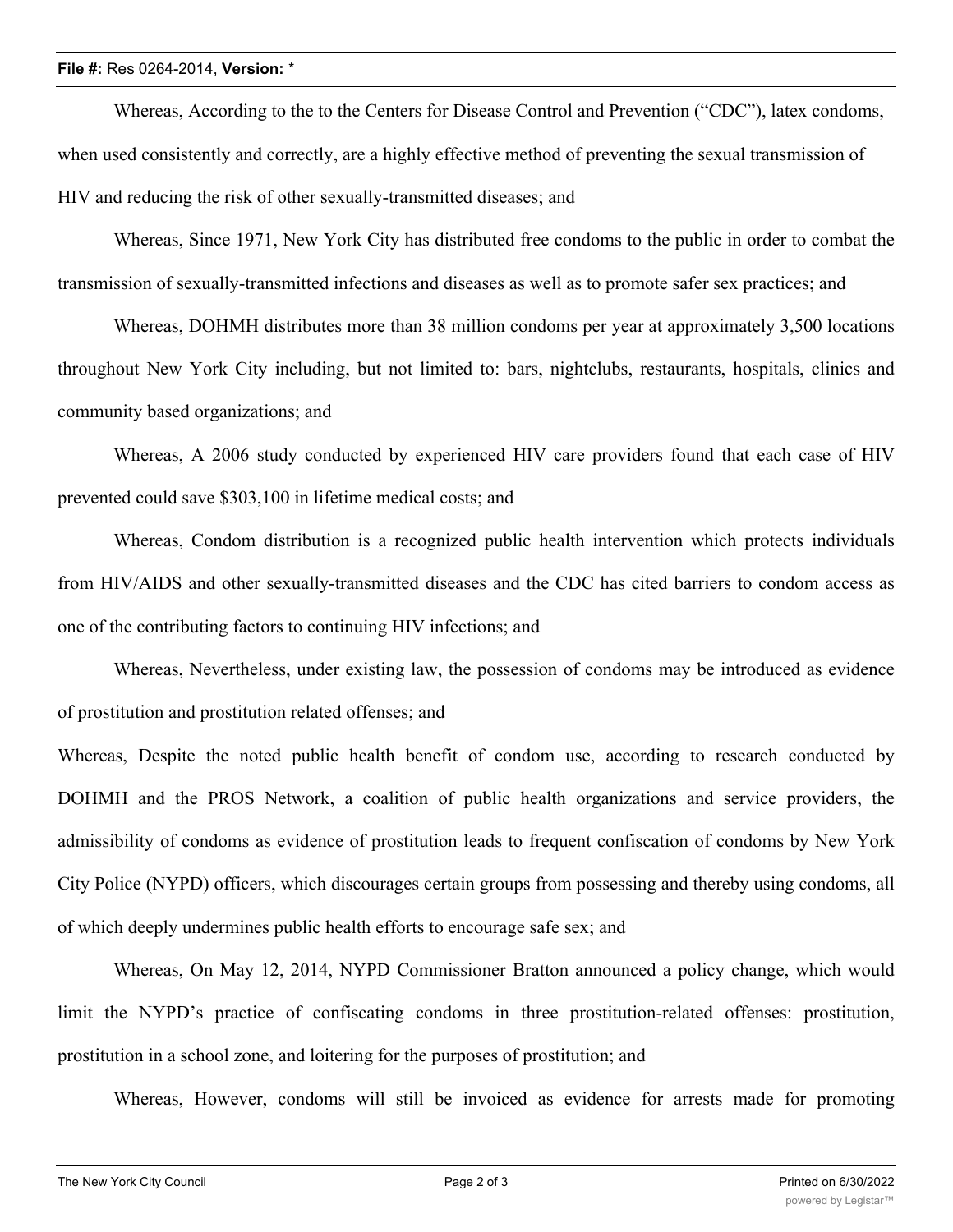Whereas, According to the to the Centers for Disease Control and Prevention ("CDC"), latex condoms, when used consistently and correctly, are a highly effective method of preventing the sexual transmission of HIV and reducing the risk of other sexually-transmitted diseases; and

Whereas, Since 1971, New York City has distributed free condoms to the public in order to combat the transmission of sexually-transmitted infections and diseases as well as to promote safer sex practices; and

Whereas, DOHMH distributes more than 38 million condoms per year at approximately 3,500 locations throughout New York City including, but not limited to: bars, nightclubs, restaurants, hospitals, clinics and community based organizations; and

Whereas, A 2006 study conducted by experienced HIV care providers found that each case of HIV prevented could save $303,100 in lifetime medical costs; and

Whereas, Condom distribution is a recognized public health intervention which protects individuals from HIV/AIDS and other sexually-transmitted diseases and the CDC has cited barriers to condom access as one of the contributing factors to continuing HIV infections; and

Whereas, Nevertheless, under existing law, the possession of condoms may be introduced as evidence of prostitution and prostitution related offenses; and

Whereas, Despite the noted public health benefit of condom use, according to research conducted by DOHMH and the PROS Network, a coalition of public health organizations and service providers, the admissibility of condoms as evidence of prostitution leads to frequent confiscation of condoms by New York City Police (NYPD) officers, which discourages certain groups from possessing and thereby using condoms, all of which deeply undermines public health efforts to encourage safe sex; and

Whereas, On May 12, 2014, NYPD Commissioner Bratton announced a policy change, which would limit the NYPD's practice of confiscating condoms in three prostitution-related offenses: prostitution, prostitution in a school zone, and loitering for the purposes of prostitution; and

Whereas, However, condoms will still be invoiced as evidence for arrests made for promoting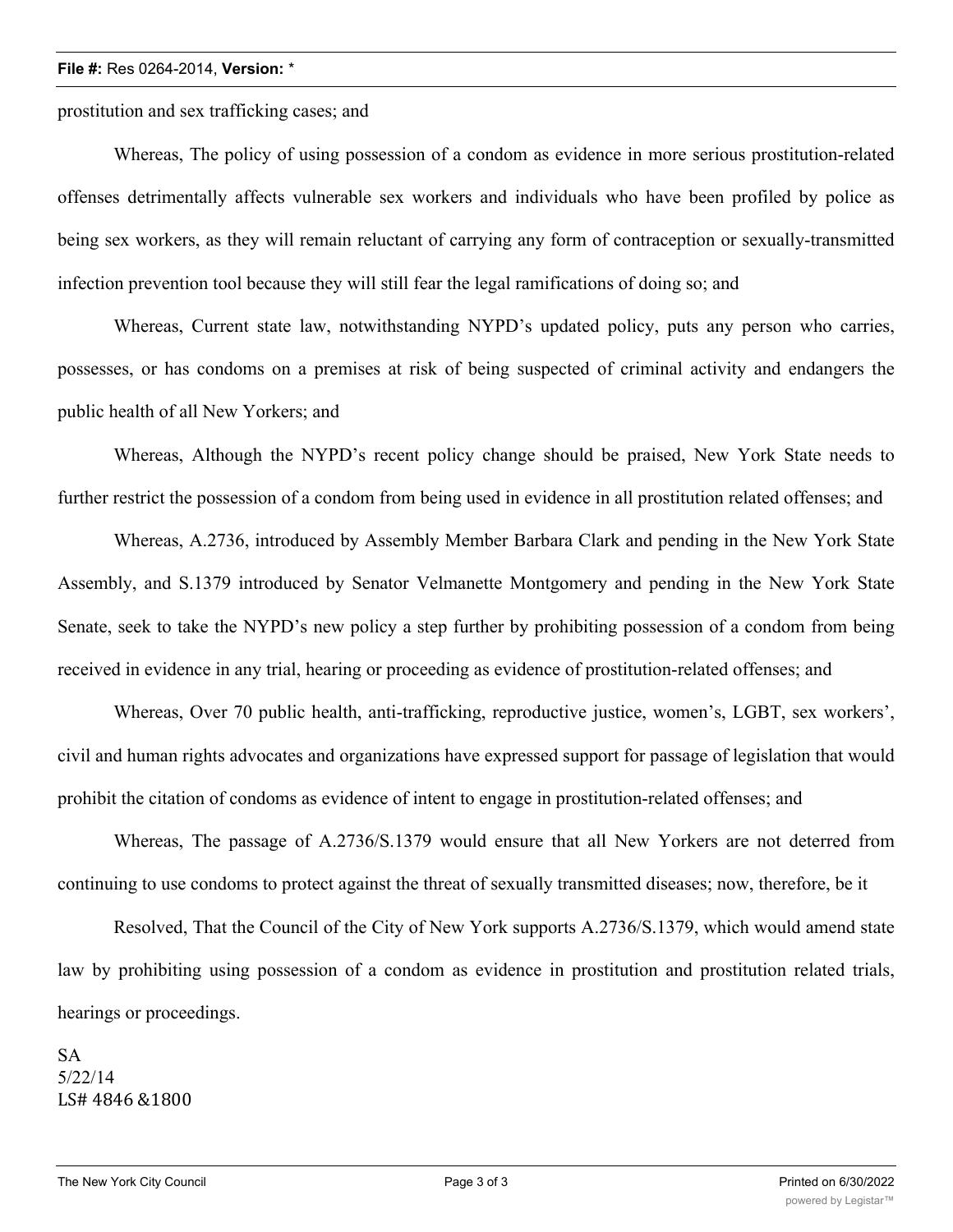prostitution and sex trafficking cases; and

Whereas, The policy of using possession of a condom as evidence in more serious prostitution-related offenses detrimentally affects vulnerable sex workers and individuals who have been profiled by police as being sex workers, as they will remain reluctant of carrying any form of contraception or sexually-transmitted infection prevention tool because they will still fear the legal ramifications of doing so; and

Whereas, Current state law, notwithstanding NYPD's updated policy, puts any person who carries, possesses, or has condoms on a premises at risk of being suspected of criminal activity and endangers the public health of all New Yorkers; and

Whereas, Although the NYPD's recent policy change should be praised, New York State needs to further restrict the possession of a condom from being used in evidence in all prostitution related offenses; and

Whereas, A.2736, introduced by Assembly Member Barbara Clark and pending in the New York State Assembly, and S.1379 introduced by Senator Velmanette Montgomery and pending in the New York State Senate, seek to take the NYPD's new policy a step further by prohibiting possession of a condom from being received in evidence in any trial, hearing or proceeding as evidence of prostitution-related offenses; and

Whereas, Over 70 public health, anti-trafficking, reproductive justice, women's, LGBT, sex workers', civil and human rights advocates and organizations have expressed support for passage of legislation that would prohibit the citation of condoms as evidence of intent to engage in prostitution-related offenses; and

Whereas, The passage of A.2736/S.1379 would ensure that all New Yorkers are not deterred from continuing to use condoms to protect against the threat of sexually transmitted diseases; now, therefore, be it

Resolved, That the Council of the City of New York supports A.2736/S.1379, which would amend state law by prohibiting using possession of a condom as evidence in prostitution and prostitution related trials, hearings or proceedings.

SA
5/22/14
LS# 4846 &1800